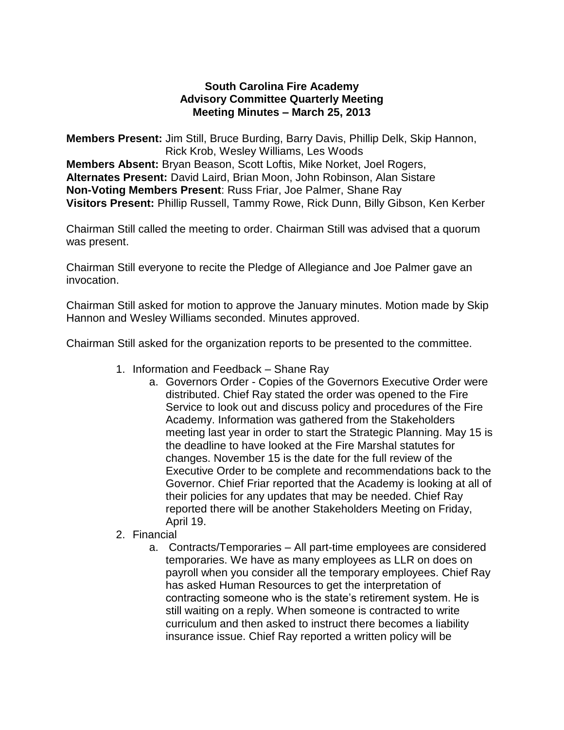**South Carolina Fire Academy**
**Advisory Committee Quarterly Meeting**
**Meeting Minutes – March 25, 2013**

**Members Present:** Jim Still, Bruce Burding, Barry Davis, Phillip Delk, Skip Hannon, Rick Krob, Wesley Williams, Les Woods
**Members Absent:** Bryan Beason, Scott Loftis, Mike Norket, Joel Rogers,
**Alternates Present:** David Laird, Brian Moon, John Robinson, Alan Sistare
**Non-Voting Members Present**: Russ Friar, Joe Palmer, Shane Ray
**Visitors Present:** Phillip Russell, Tammy Rowe, Rick Dunn, Billy Gibson, Ken Kerber

Chairman Still called the meeting to order. Chairman Still was advised that a quorum was present.

Chairman Still everyone to recite the Pledge of Allegiance and Joe Palmer gave an invocation.

Chairman Still asked for motion to approve the January minutes. Motion made by Skip Hannon and Wesley Williams seconded. Minutes approved.

Chairman Still asked for the organization reports to be presented to the committee.

1. Information and Feedback – Shane Ray
   a. Governors Order - Copies of the Governors Executive Order were distributed. Chief Ray stated the order was opened to the Fire Service to look out and discuss policy and procedures of the Fire Academy. Information was gathered from the Stakeholders meeting last year in order to start the Strategic Planning. May 15 is the deadline to have looked at the Fire Marshal statutes for changes. November 15 is the date for the full review of the Executive Order to be complete and recommendations back to the Governor. Chief Friar reported that the Academy is looking at all of their policies for any updates that may be needed. Chief Ray reported there will be another Stakeholders Meeting on Friday, April 19.
2. Financial
   a. Contracts/Temporaries – All part-time employees are considered temporaries. We have as many employees as LLR on does on payroll when you consider all the temporary employees. Chief Ray has asked Human Resources to get the interpretation of contracting someone who is the state's retirement system. He is still waiting on a reply. When someone is contracted to write curriculum and then asked to instruct there becomes a liability insurance issue. Chief Ray reported a written policy will be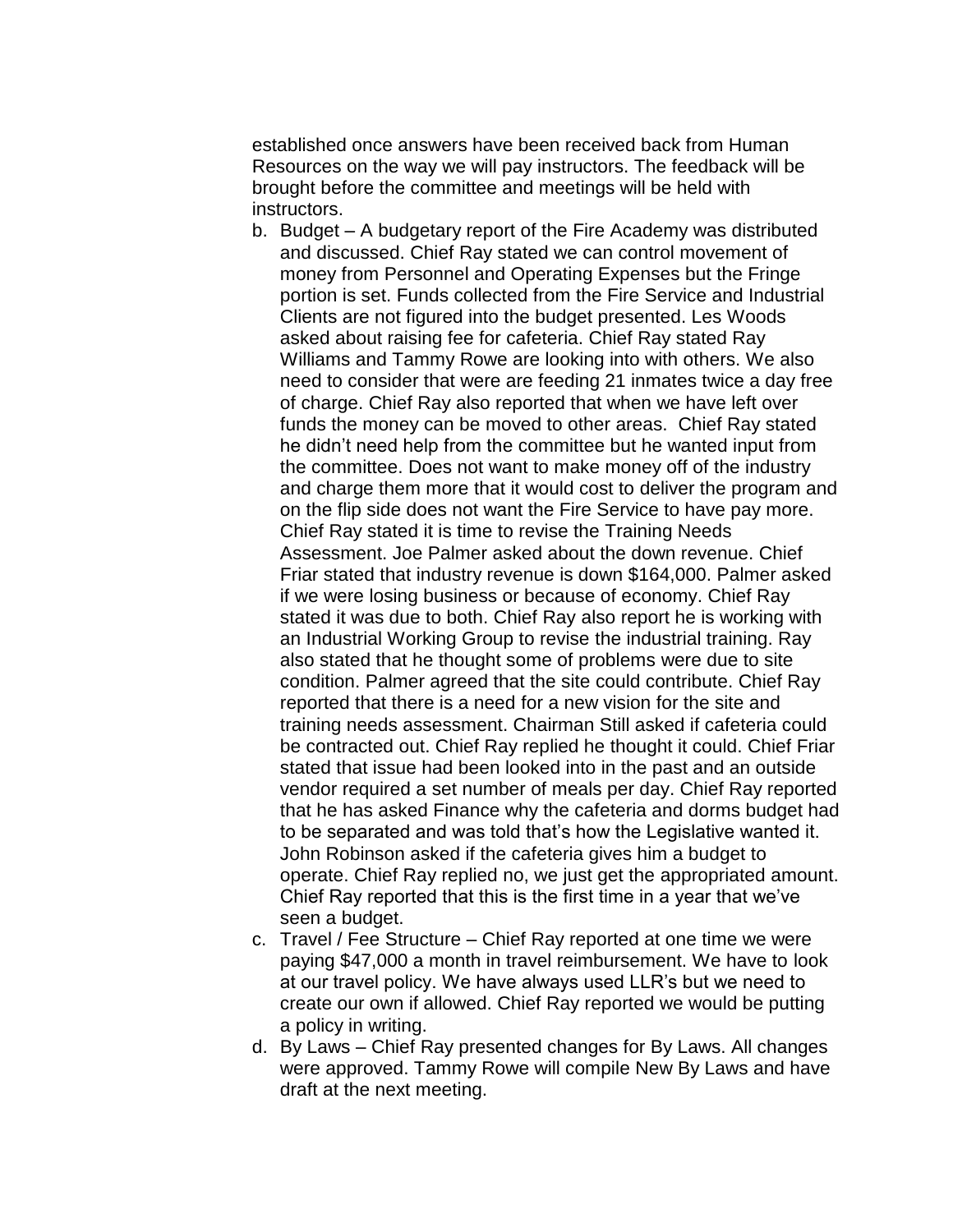established once answers have been received back from Human Resources on the way we will pay instructors. The feedback will be brought before the committee and meetings will be held with instructors.

b. Budget – A budgetary report of the Fire Academy was distributed and discussed. Chief Ray stated we can control movement of money from Personnel and Operating Expenses but the Fringe portion is set. Funds collected from the Fire Service and Industrial Clients are not figured into the budget presented. Les Woods asked about raising fee for cafeteria. Chief Ray stated Ray Williams and Tammy Rowe are looking into with others. We also need to consider that were are feeding 21 inmates twice a day free of charge. Chief Ray also reported that when we have left over funds the money can be moved to other areas. Chief Ray stated he didn't need help from the committee but he wanted input from the committee. Does not want to make money off of the industry and charge them more that it would cost to deliver the program and on the flip side does not want the Fire Service to have pay more. Chief Ray stated it is time to revise the Training Needs Assessment. Joe Palmer asked about the down revenue. Chief Friar stated that industry revenue is down $164,000. Palmer asked if we were losing business or because of economy. Chief Ray stated it was due to both. Chief Ray also report he is working with an Industrial Working Group to revise the industrial training. Ray also stated that he thought some of problems were due to site condition. Palmer agreed that the site could contribute. Chief Ray reported that there is a need for a new vision for the site and training needs assessment. Chairman Still asked if cafeteria could be contracted out. Chief Ray replied he thought it could. Chief Friar stated that issue had been looked into in the past and an outside vendor required a set number of meals per day. Chief Ray reported that he has asked Finance why the cafeteria and dorms budget had to be separated and was told that's how the Legislative wanted it. John Robinson asked if the cafeteria gives him a budget to operate. Chief Ray replied no, we just get the appropriated amount. Chief Ray reported that this is the first time in a year that we've seen a budget.

c. Travel / Fee Structure – Chief Ray reported at one time we were paying $47,000 a month in travel reimbursement. We have to look at our travel policy. We have always used LLR's but we need to create our own if allowed. Chief Ray reported we would be putting a policy in writing.

d. By Laws – Chief Ray presented changes for By Laws. All changes were approved. Tammy Rowe will compile New By Laws and have draft at the next meeting.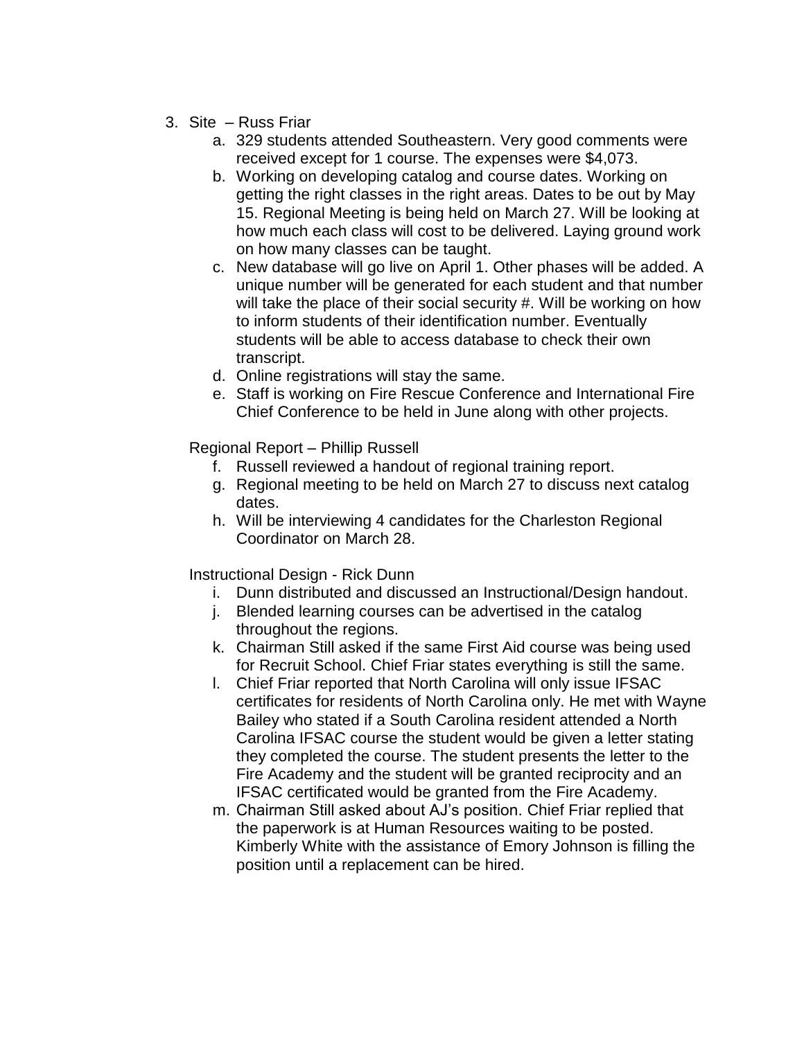3. Site – Russ Friar
    a. 329 students attended Southeastern. Very good comments were received except for 1 course. The expenses were $4,073.
    b. Working on developing catalog and course dates. Working on getting the right classes in the right areas. Dates to be out by May 15. Regional Meeting is being held on March 27. Will be looking at how much each class will cost to be delivered. Laying ground work on how many classes can be taught.
    c. New database will go live on April 1. Other phases will be added. A unique number will be generated for each student and that number will take the place of their social security #. Will be working on how to inform students of their identification number. Eventually students will be able to access database to check their own transcript.
    d. Online registrations will stay the same.
    e. Staff is working on Fire Rescue Conference and International Fire Chief Conference to be held in June along with other projects.

   Regional Report – Phillip Russell

    f. Russell reviewed a handout of regional training report.
    g. Regional meeting to be held on March 27 to discuss next catalog dates.
    h. Will be interviewing 4 candidates for the Charleston Regional Coordinator on March 28.

   Instructional Design - Rick Dunn

    i. Dunn distributed and discussed an Instructional/Design handout.
    j. Blended learning courses can be advertised in the catalog throughout the regions.
    k. Chairman Still asked if the same First Aid course was being used for Recruit School. Chief Friar states everything is still the same.
    l. Chief Friar reported that North Carolina will only issue IFSAC certificates for residents of North Carolina only. He met with Wayne Bailey who stated if a South Carolina resident attended a North Carolina IFSAC course the student would be given a letter stating they completed the course. The student presents the letter to the Fire Academy and the student will be granted reciprocity and an IFSAC certificated would be granted from the Fire Academy.
    m. Chairman Still asked about AJ's position. Chief Friar replied that the paperwork is at Human Resources waiting to be posted. Kimberly White with the assistance of Emory Johnson is filling the position until a replacement can be hired.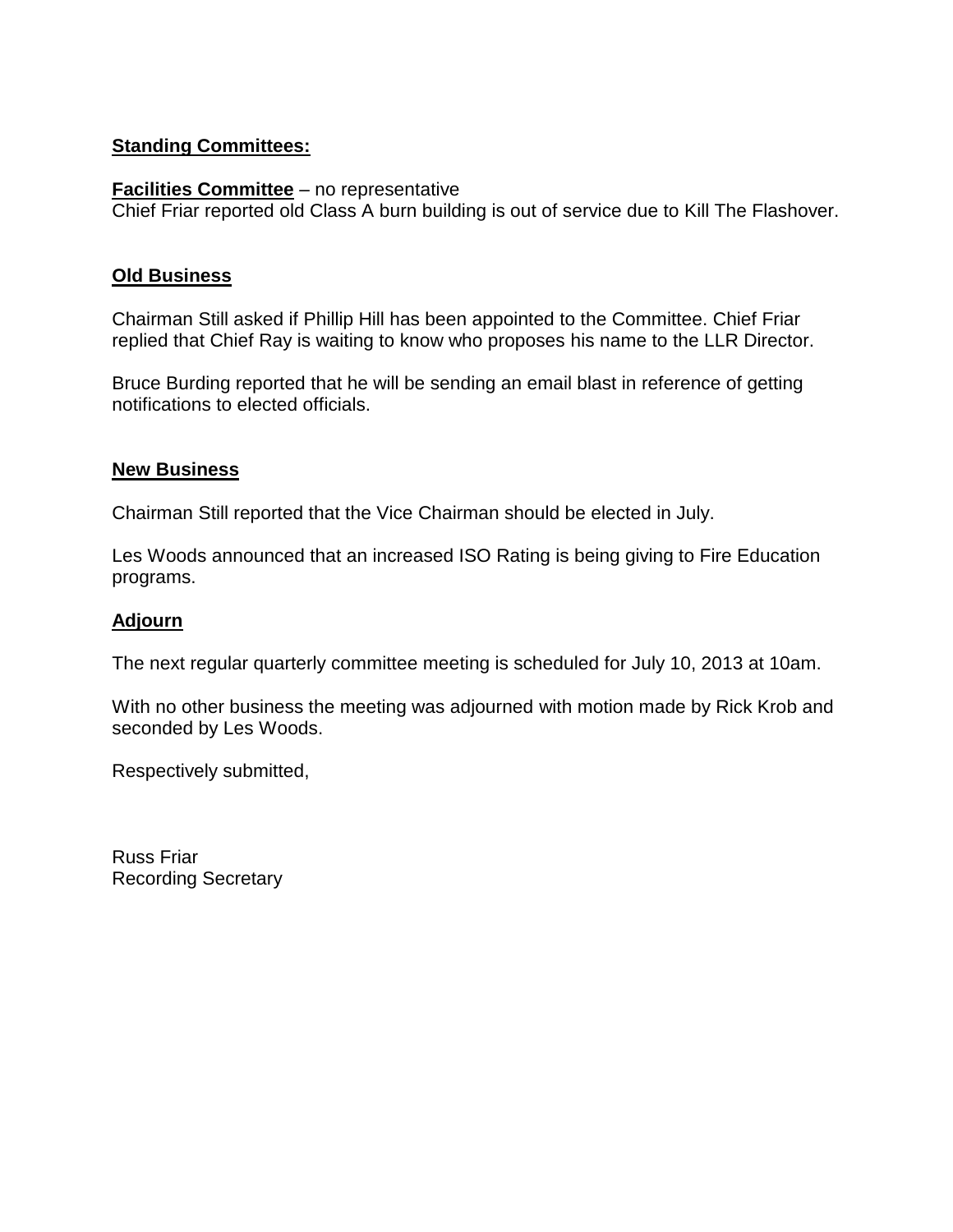**Standing Committees:**

**Facilities Committee** – no representative
Chief Friar reported old Class A burn building is out of service due to Kill The Flashover.

**Old Business**

Chairman Still asked if Phillip Hill has been appointed to the Committee. Chief Friar replied that Chief Ray is waiting to know who proposes his name to the LLR Director.

Bruce Burding reported that he will be sending an email blast in reference of getting notifications to elected officials.

**New Business**

Chairman Still reported that the Vice Chairman should be elected in July.

Les Woods announced that an increased ISO Rating is being giving to Fire Education programs.

**Adjourn**

The next regular quarterly committee meeting is scheduled for July 10, 2013 at 10am.

With no other business the meeting was adjourned with motion made by Rick Krob and seconded by Les Woods.

Respectively submitted,

Russ Friar
Recording Secretary